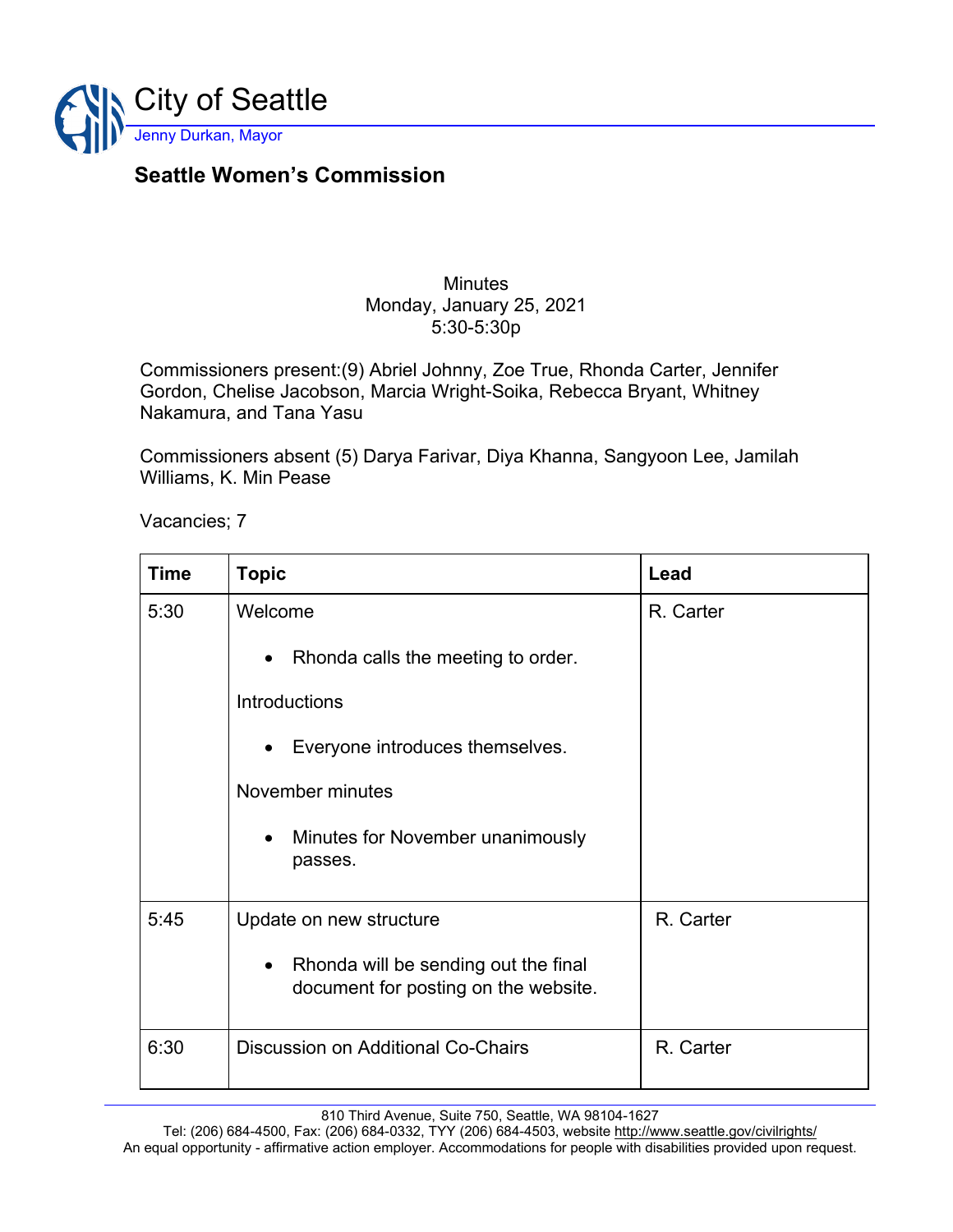# City of Seattle

Jenny Durkan, Mayor

## Seattle Women's Commission

Minutes
Monday, January 25, 2021
5:30-5:30p

Commissioners present:(9) Abriel Johnny, Zoe True, Rhonda Carter, Jennifer Gordon, Chelise Jacobson, Marcia Wright-Soika, Rebecca Bryant, Whitney Nakamura, and Tana Yasu

Commissioners absent (5) Darya Farivar, Diya Khanna, Sangyoon Lee, Jamilah Williams, K. Min Pease

Vacancies; 7

| Time | Topic | Lead |
|---|---|---|
| 5:30 | Welcome<br>• Rhonda calls the meeting to order.<br>Introductions<br>• Everyone introduces themselves.<br>November minutes<br>• Minutes for November unanimously passes. | R. Carter |
| 5:45 | Update on new structure<br>• Rhonda will be sending out the final document for posting on the website. | R. Carter |
| 6:30 | Discussion on Additional Co-Chairs | R. Carter |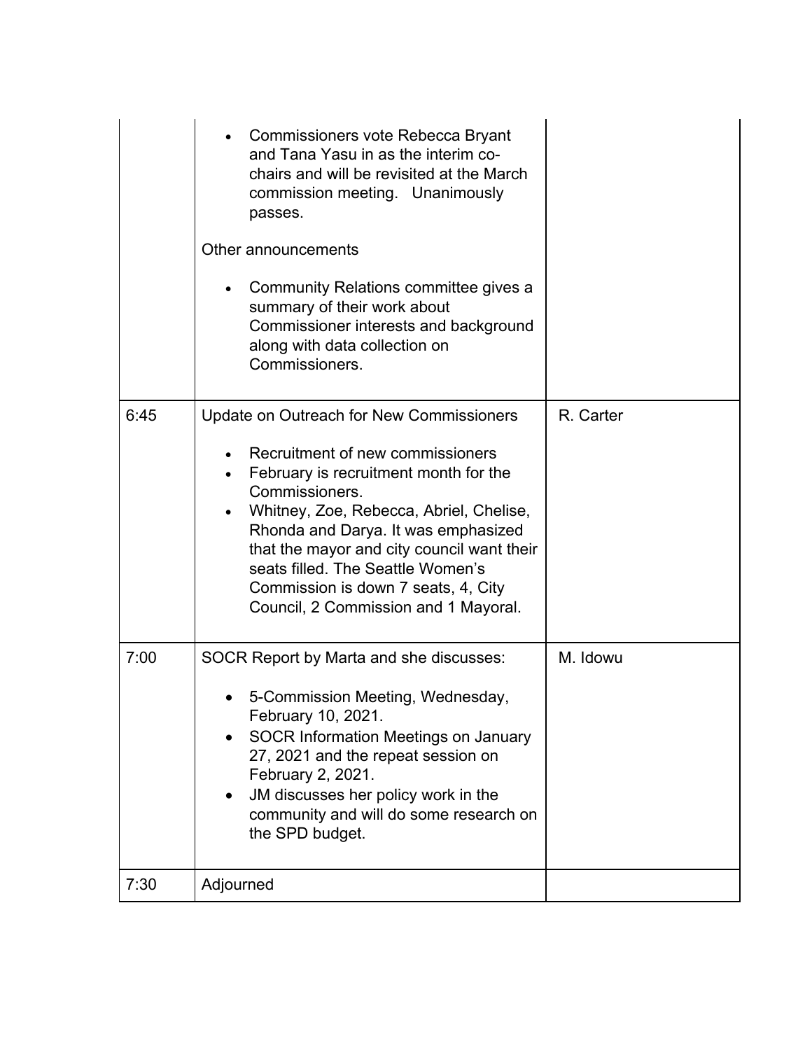| | | |
|---|---|---|
| | • Commissioners vote Rebecca Bryant and Tana Yasu in as the interim co-chairs and will be revisited at the March commission meeting. Unanimously passes.<br><br>Other announcements<br><br>• Community Relations committee gives a summary of their work about Commissioner interests and background along with data collection on Commissioners. | |
| 6:45 | Update on Outreach for New Commissioners<br><br>• Recruitment of new commissioners<br>• February is recruitment month for the Commissioners.<br>• Whitney, Zoe, Rebecca, Abriel, Chelise, Rhonda and Darya. It was emphasized that the mayor and city council want their seats filled. The Seattle Women's Commission is down 7 seats, 4, City Council, 2 Commission and 1 Mayoral. | R. Carter |
| 7:00 | SOCR Report by Marta and she discusses:<br><br>• 5-Commission Meeting, Wednesday, February 10, 2021.<br>• SOCR Information Meetings on January 27, 2021 and the repeat session on February 2, 2021.<br>• JM discusses her policy work in the community and will do some research on the SPD budget. | M. Idowu |
| 7:30 | Adjourned | |